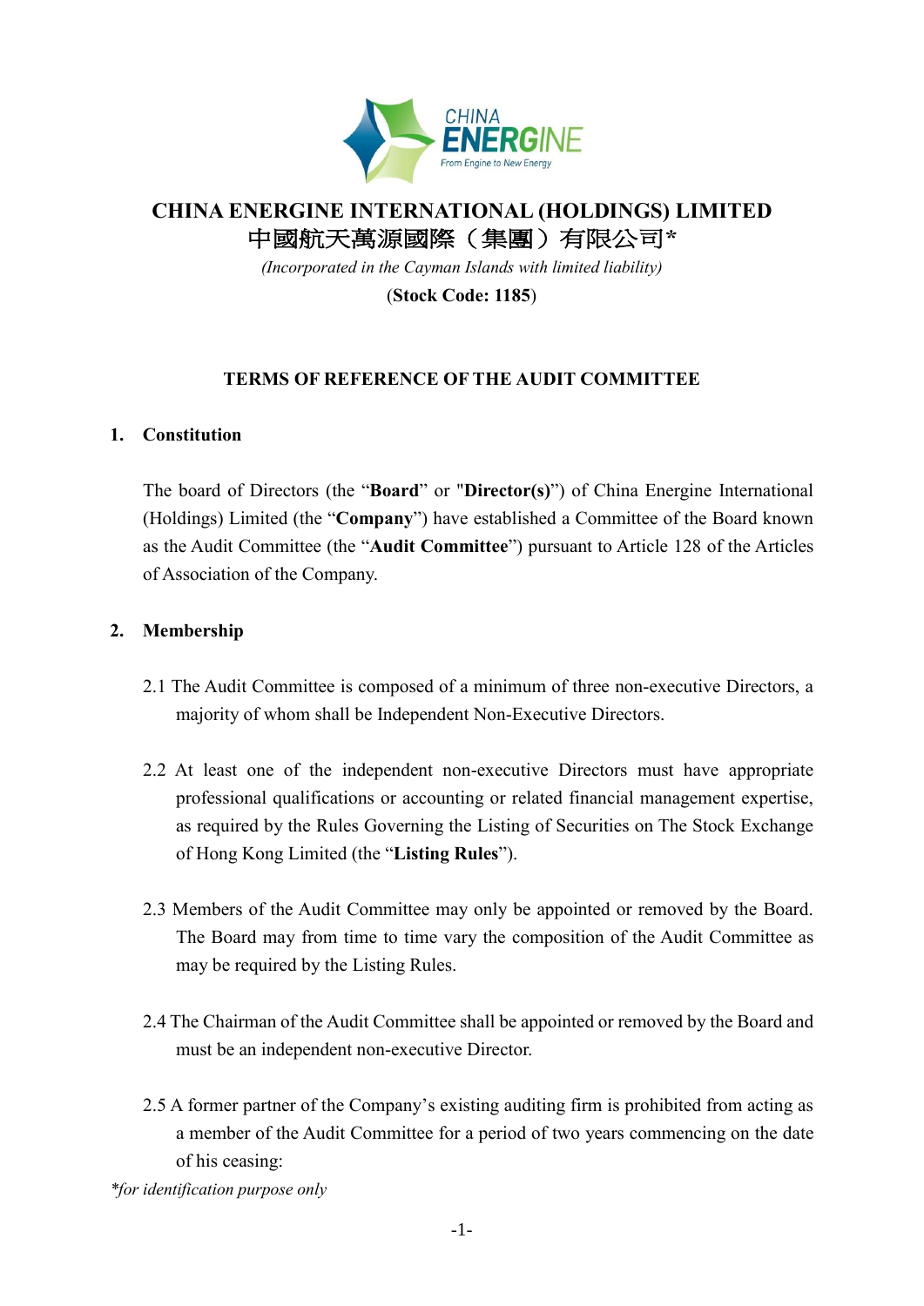# CHINA ENERGINE INTERNATIONAL (HOLDINGS) LIMITED
# 中國航天萬源國際（集團）有限公司*

*(Incorporated in the Cayman Islands with limited liability)*

(**Stock Code: 1185**)

## TERMS OF REFERENCE OF THE AUDIT COMMITTEE

### 1. Constitution

The board of Directors (the "**Board**" or "**Director(s)**") of China Energine International (Holdings) Limited (the "**Company**") have established a Committee of the Board known as the Audit Committee (the "**Audit Committee**") pursuant to Article 128 of the Articles of Association of the Company.

### 2. Membership

2.1 The Audit Committee is composed of a minimum of three non-executive Directors, a majority of whom shall be Independent Non-Executive Directors.

2.2 At least one of the independent non-executive Directors must have appropriate professional qualifications or accounting or related financial management expertise, as required by the Rules Governing the Listing of Securities on The Stock Exchange of Hong Kong Limited (the "**Listing Rules**").

2.3 Members of the Audit Committee may only be appointed or removed by the Board. The Board may from time to time vary the composition of the Audit Committee as may be required by the Listing Rules.

2.4 The Chairman of the Audit Committee shall be appointed or removed by the Board and must be an independent non-executive Director.

2.5 A former partner of the Company's existing auditing firm is prohibited from acting as a member of the Audit Committee for a period of two years commencing on the date of his ceasing:

*for identification purpose only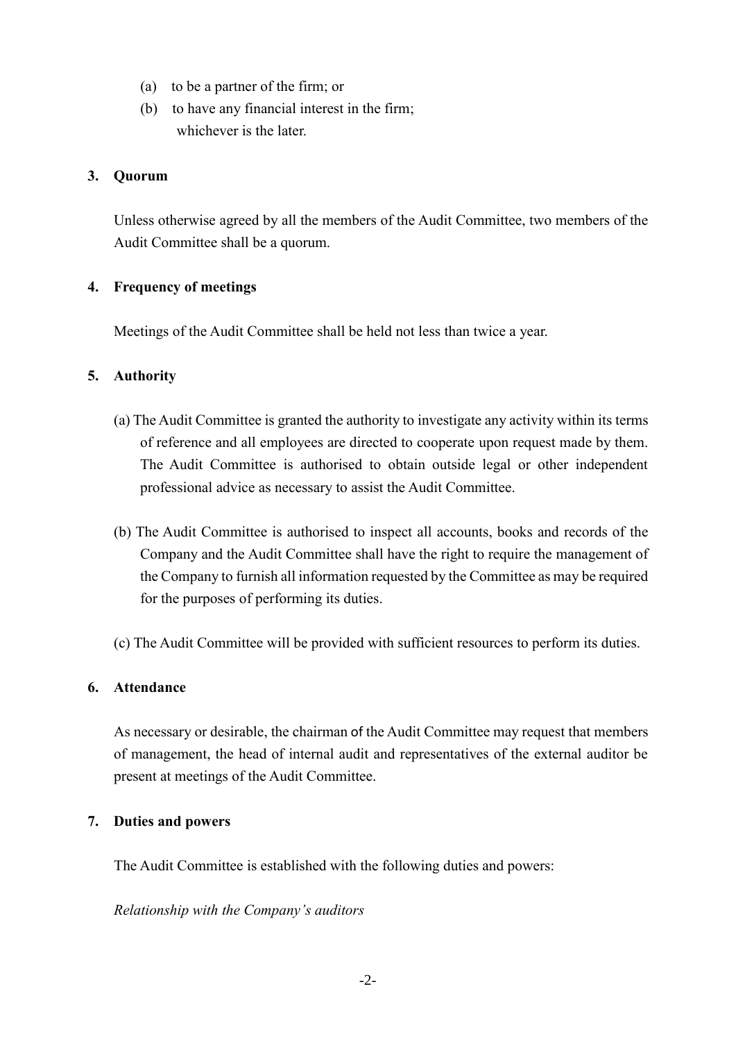(a) to be a partner of the firm; or
(b) to have any financial interest in the firm;
whichever is the later.

**3. Quorum**

Unless otherwise agreed by all the members of the Audit Committee, two members of the Audit Committee shall be a quorum.

**4. Frequency of meetings**

Meetings of the Audit Committee shall be held not less than twice a year.

**5. Authority**

(a) The Audit Committee is granted the authority to investigate any activity within its terms of reference and all employees are directed to cooperate upon request made by them. The Audit Committee is authorised to obtain outside legal or other independent professional advice as necessary to assist the Audit Committee.

(b) The Audit Committee is authorised to inspect all accounts, books and records of the Company and the Audit Committee shall have the right to require the management of the Company to furnish all information requested by the Committee as may be required for the purposes of performing its duties.

(c) The Audit Committee will be provided with sufficient resources to perform its duties.

**6. Attendance**

As necessary or desirable, the chairman of the Audit Committee may request that members of management, the head of internal audit and representatives of the external auditor be present at meetings of the Audit Committee.

**7. Duties and powers**

The Audit Committee is established with the following duties and powers:

*Relationship with the Company's auditors*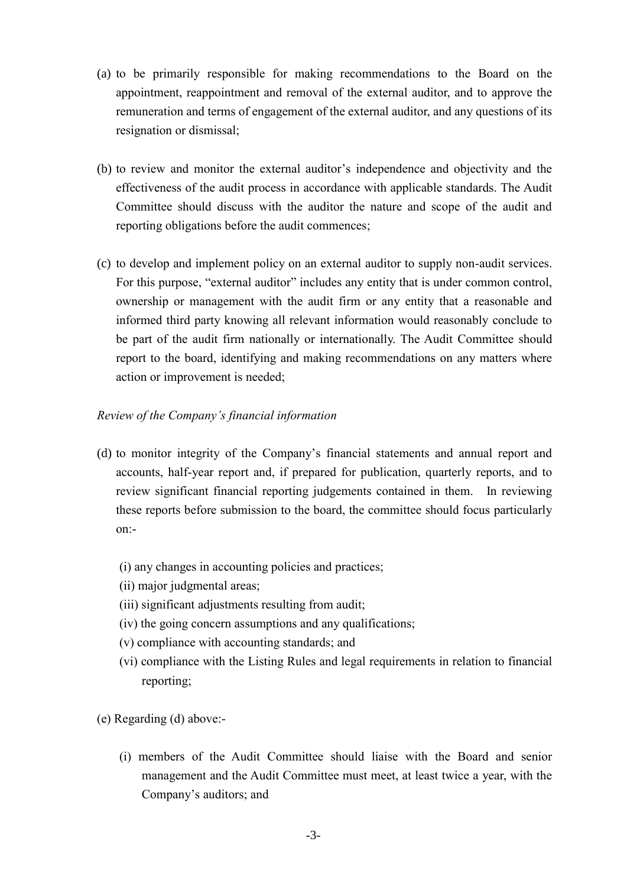(a) to be primarily responsible for making recommendations to the Board on the appointment, reappointment and removal of the external auditor, and to approve the remuneration and terms of engagement of the external auditor, and any questions of its resignation or dismissal;

(b) to review and monitor the external auditor's independence and objectivity and the effectiveness of the audit process in accordance with applicable standards. The Audit Committee should discuss with the auditor the nature and scope of the audit and reporting obligations before the audit commences;

(c) to develop and implement policy on an external auditor to supply non-audit services. For this purpose, "external auditor" includes any entity that is under common control, ownership or management with the audit firm or any entity that a reasonable and informed third party knowing all relevant information would reasonably conclude to be part of the audit firm nationally or internationally. The Audit Committee should report to the board, identifying and making recommendations on any matters where action or improvement is needed;

*Review of the Company's financial information*

(d) to monitor integrity of the Company's financial statements and annual report and accounts, half-year report and, if prepared for publication, quarterly reports, and to review significant financial reporting judgements contained in them. In reviewing these reports before submission to the board, the committee should focus particularly on:-

  (i) any changes in accounting policies and practices;
  (ii) major judgmental areas;
  (iii) significant adjustments resulting from audit;
  (iv) the going concern assumptions and any qualifications;
  (v) compliance with accounting standards; and
  (vi) compliance with the Listing Rules and legal requirements in relation to financial reporting;

(e) Regarding (d) above:-

  (i) members of the Audit Committee should liaise with the Board and senior management and the Audit Committee must meet, at least twice a year, with the Company's auditors; and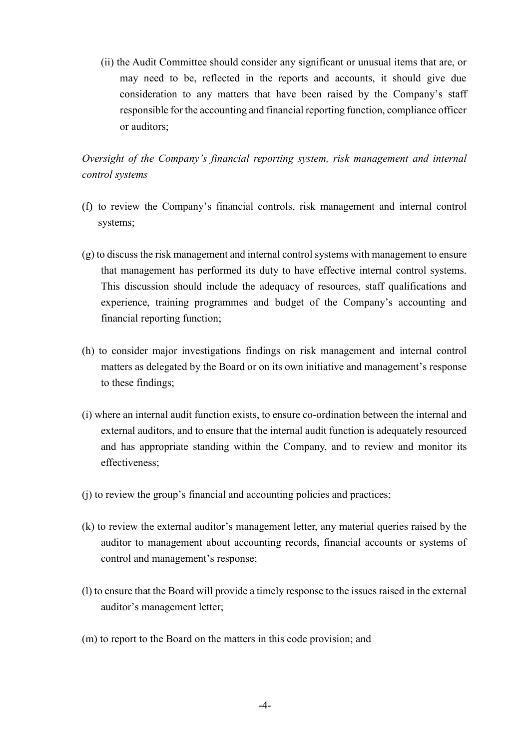(ii) the Audit Committee should consider any significant or unusual items that are, or may need to be, reflected in the reports and accounts, it should give due consideration to any matters that have been raised by the Company's staff responsible for the accounting and financial reporting function, compliance officer or auditors;

*Oversight of the Company's financial reporting system, risk management and internal control systems*

(f) to review the Company's financial controls, risk management and internal control systems;

(g) to discuss the risk management and internal control systems with management to ensure that management has performed its duty to have effective internal control systems. This discussion should include the adequacy of resources, staff qualifications and experience, training programmes and budget of the Company's accounting and financial reporting function;

(h) to consider major investigations findings on risk management and internal control matters as delegated by the Board or on its own initiative and management's response to these findings;

(i) where an internal audit function exists, to ensure co-ordination between the internal and external auditors, and to ensure that the internal audit function is adequately resourced and has appropriate standing within the Company, and to review and monitor its effectiveness;

(j) to review the group's financial and accounting policies and practices;

(k) to review the external auditor's management letter, any material queries raised by the auditor to management about accounting records, financial accounts or systems of control and management's response;

(l) to ensure that the Board will provide a timely response to the issues raised in the external auditor's management letter;

(m) to report to the Board on the matters in this code provision; and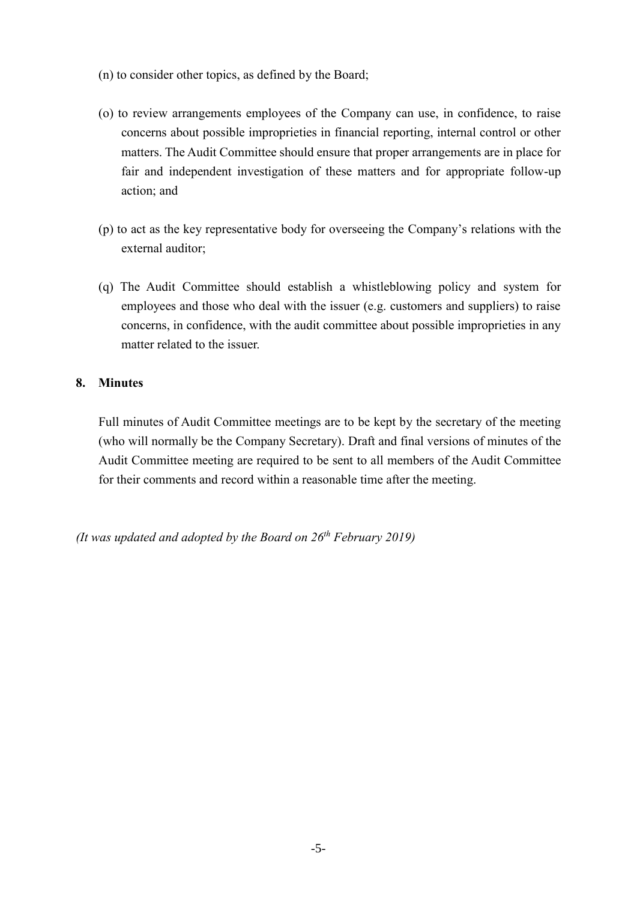(n) to consider other topics, as defined by the Board;

(o) to review arrangements employees of the Company can use, in confidence, to raise concerns about possible improprieties in financial reporting, internal control or other matters. The Audit Committee should ensure that proper arrangements are in place for fair and independent investigation of these matters and for appropriate follow-up action; and

(p) to act as the key representative body for overseeing the Company's relations with the external auditor;

(q) The Audit Committee should establish a whistleblowing policy and system for employees and those who deal with the issuer (e.g. customers and suppliers) to raise concerns, in confidence, with the audit committee about possible improprieties in any matter related to the issuer.

## 8. Minutes

Full minutes of Audit Committee meetings are to be kept by the secretary of the meeting (who will normally be the Company Secretary). Draft and final versions of minutes of the Audit Committee meeting are required to be sent to all members of the Audit Committee for their comments and record within a reasonable time after the meeting.

*(It was updated and adopted by the Board on 26th February 2019)*